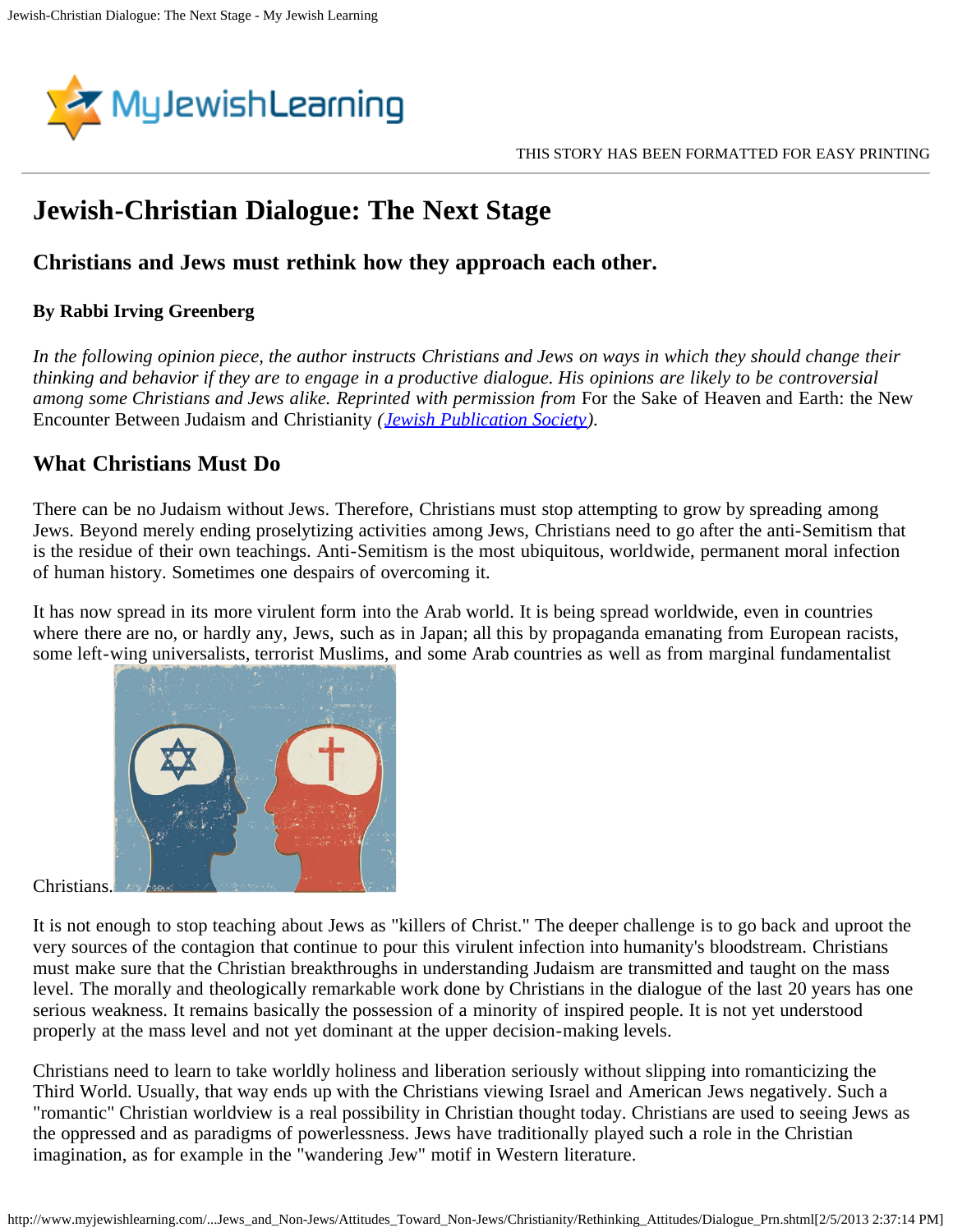# Jewish-Christian Dialogue: The Next Stage

### Christians and Jews must rethink how they approach each other.

**By Rabbi Irving Greenberg**

*In the following opinion piece, the author instructs Christians and Jews on ways in which they should change their thinking and behavior if they are to engage in a productive dialogue. His opinions are likely to be controversial among some Christians and Jews alike. Reprinted with permission from* For the Sake of Heaven and Earth: the New Encounter Between Judaism and Christianity *(Jewish Publication Society).*

## What Christians Must Do

There can be no Judaism without Jews. Therefore, Christians must stop attempting to grow by spreading among Jews. Beyond merely ending proselytizing activities among Jews, Christians need to go after the anti-Semitism that is the residue of their own teachings. Anti-Semitism is the most ubiquitous, worldwide, permanent moral infection of human history. Sometimes one despairs of overcoming it.

It has now spread in its more virulent form into the Arab world. It is being spread worldwide, even in countries where there are no, or hardly any, Jews, such as in Japan; all this by propaganda emanating from European racists, some left-wing universalists, terrorist Muslims, and some Arab countries as well as from marginal fundamentalist Christians.

It is not enough to stop teaching about Jews as "killers of Christ." The deeper challenge is to go back and uproot the very sources of the contagion that continue to pour this virulent infection into humanity's bloodstream. Christians must make sure that the Christian breakthroughs in understanding Judaism are transmitted and taught on the mass level. The morally and theologically remarkable work done by Christians in the dialogue of the last 20 years has one serious weakness. It remains basically the possession of a minority of inspired people. It is not yet understood properly at the mass level and not yet dominant at the upper decision-making levels.

Christians need to learn to take worldly holiness and liberation seriously without slipping into romanticizing the Third World. Usually, that way ends up with the Christians viewing Israel and American Jews negatively. Such a "romantic" Christian worldview is a real possibility in Christian thought today. Christians are used to seeing Jews as the oppressed and as paradigms of powerlessness. Jews have traditionally played such a role in the Christian imagination, as for example in the "wandering Jew" motif in Western literature.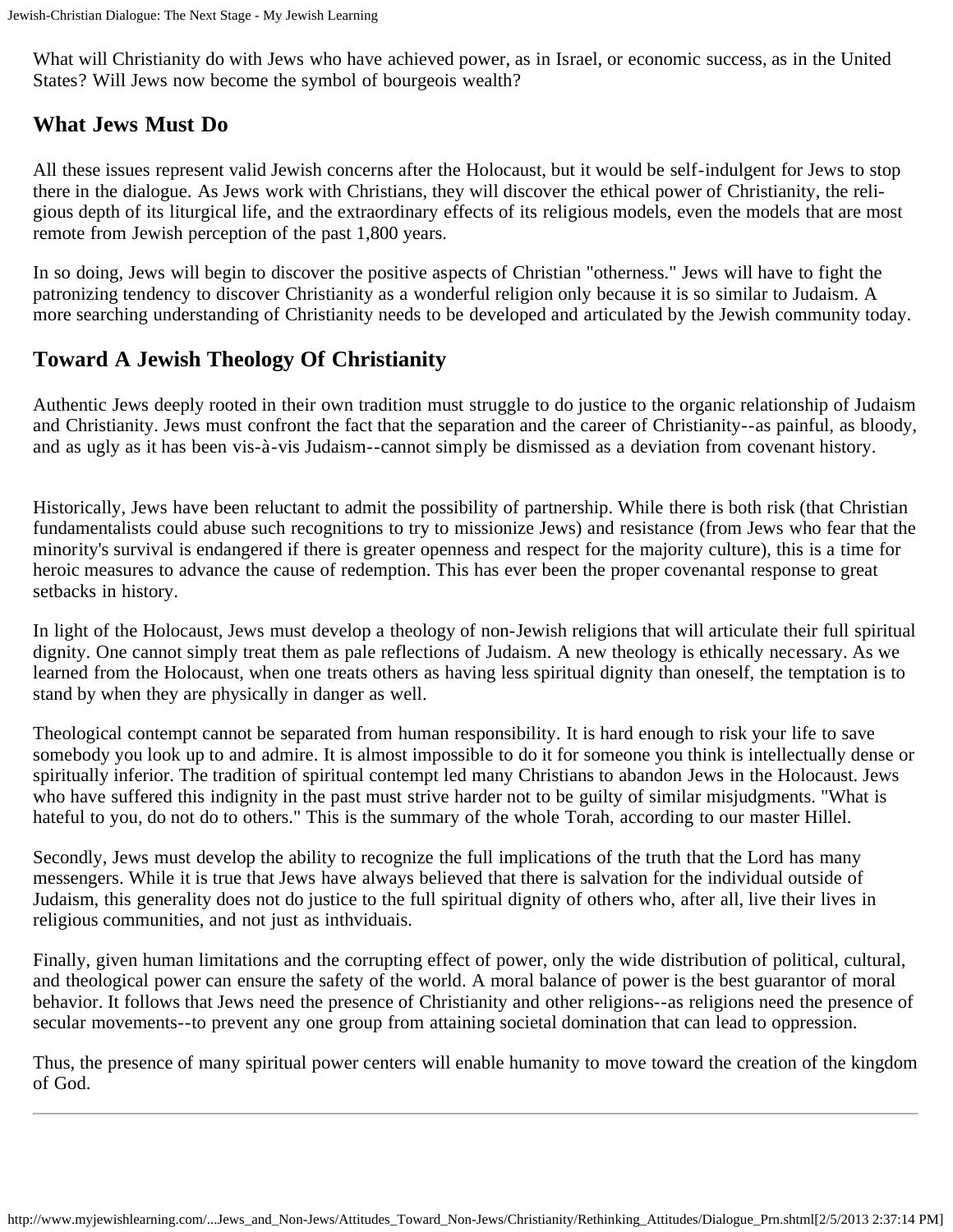What will Christianity do with Jews who have achieved power, as in Israel, or economic success, as in the United States? Will Jews now become the symbol of bourgeois wealth?

## What Jews Must Do

All these issues represent valid Jewish concerns after the Holocaust, but it would be self-indulgent for Jews to stop there in the dialogue. As Jews work with Christians, they will discover the ethical power of Christianity, the religious depth of its liturgical life, and the extraordinary effects of its religious models, even the models that are most remote from Jewish perception of the past 1,800 years.

In so doing, Jews will begin to discover the positive aspects of Christian "otherness." Jews will have to fight the patronizing tendency to discover Christianity as a wonderful religion only because it is so similar to Judaism. A more searching understanding of Christianity needs to be developed and articulated by the Jewish community today.

## Toward A Jewish Theology Of Christianity

Authentic Jews deeply rooted in their own tradition must struggle to do justice to the organic relationship of Judaism and Christianity. Jews must confront the fact that the separation and the career of Christianity--as painful, as bloody, and as ugly as it has been vis-à-vis Judaism--cannot simply be dismissed as a deviation from covenant history.

Historically, Jews have been reluctant to admit the possibility of partnership. While there is both risk (that Christian fundamentalists could abuse such recognitions to try to missionize Jews) and resistance (from Jews who fear that the minority's survival is endangered if there is greater openness and respect for the majority culture), this is a time for heroic measures to advance the cause of redemption. This has ever been the proper covenantal response to great setbacks in history.

In light of the Holocaust, Jews must develop a theology of non-Jewish religions that will articulate their full spiritual dignity. One cannot simply treat them as pale reflections of Judaism. A new theology is ethically necessary. As we learned from the Holocaust, when one treats others as having less spiritual dignity than oneself, the temptation is to stand by when they are physically in danger as well.

Theological contempt cannot be separated from human responsibility. It is hard enough to risk your life to save somebody you look up to and admire. It is almost impossible to do it for someone you think is intellectually dense or spiritually inferior. The tradition of spiritual contempt led many Christians to abandon Jews in the Holocaust. Jews who have suffered this indignity in the past must strive harder not to be guilty of similar misjudgments. "What is hateful to you, do not do to others." This is the summary of the whole Torah, according to our master Hillel.

Secondly, Jews must develop the ability to recognize the full implications of the truth that the Lord has many messengers. While it is true that Jews have always believed that there is salvation for the individual outside of Judaism, this generality does not do justice to the full spiritual dignity of others who, after all, live their lives in religious communities, and not just as inthviduais.

Finally, given human limitations and the corrupting effect of power, only the wide distribution of political, cultural, and theological power can ensure the safety of the world. A moral balance of power is the best guarantor of moral behavior. It follows that Jews need the presence of Christianity and other religions--as religions need the presence of secular movements--to prevent any one group from attaining societal domination that can lead to oppression.

Thus, the presence of many spiritual power centers will enable humanity to move toward the creation of the kingdom of God.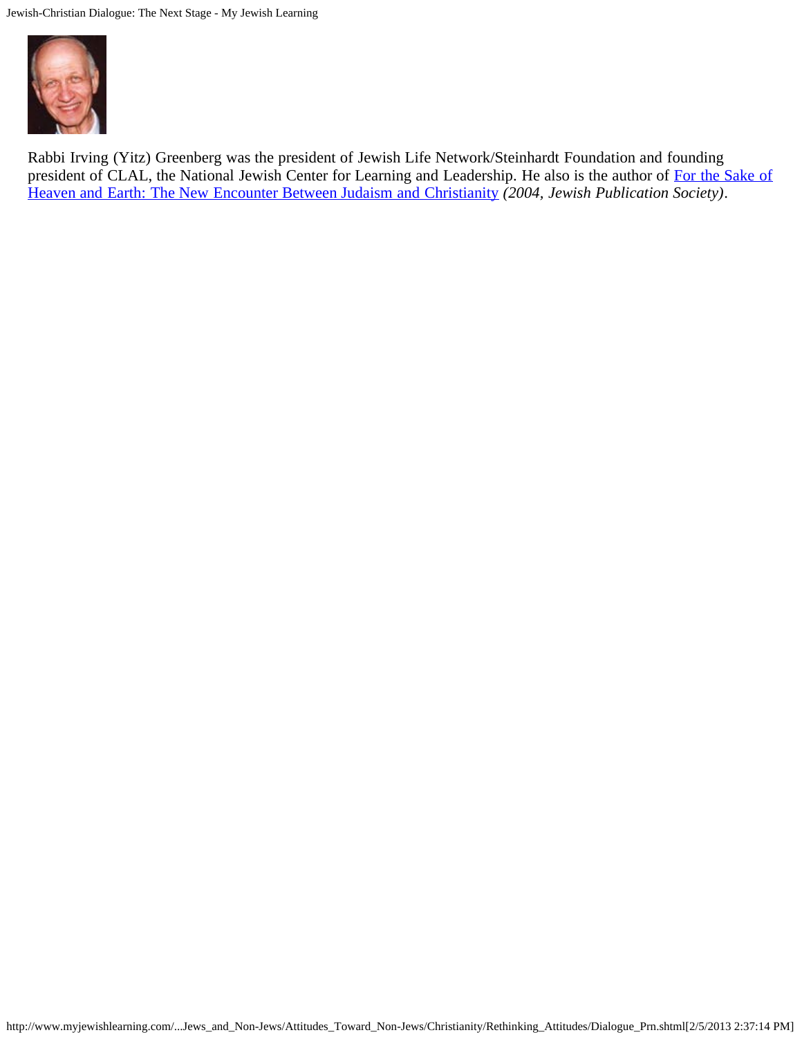Rabbi Irving (Yitz) Greenberg was the president of Jewish Life Network/Steinhardt Foundation and founding president of CLAL, the National Jewish Center for Learning and Leadership. He also is the author of For the Sake of Heaven and Earth: The New Encounter Between Judaism and Christianity *(2004, Jewish Publication Society)*.